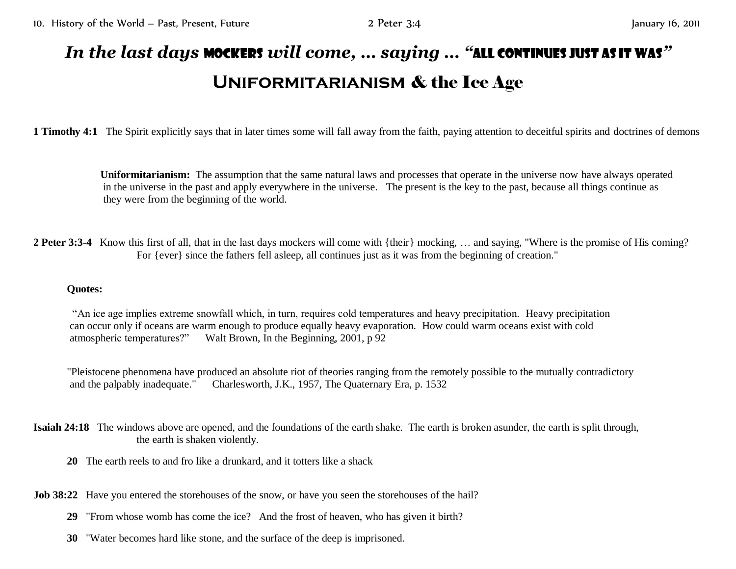# *In the last days* MOCKERS *will come, … saying … "*ALL CONTINUES JUST AS IT WAS*"*

## UNIFORMITARIANISM & the Ice Age

**1 Timothy 4:1** The Spirit explicitly says that in later times some will fall away from the faith, paying attention to deceitful spirits and doctrines of demons

**Uniformitarianism:** The assumption that the same natural laws and processes that operate in the universe now have always operated in the universe in the past and apply everywhere in the universe. The present is the key to the past, because all things continue as they were from the beginning of the world.

**2 Peter 3:3-4** Know this first of all, that in the last days mockers will come with {their} mocking, … and saying, "Where is the promise of His coming? For {ever} since the fathers fell asleep, all continues just as it was from the beginning of creation."

**Quotes:**

"An ice age implies extreme snowfall which, in turn, requires cold temperatures and heavy precipitation. Heavy precipitation can occur only if oceans are warm enough to produce equally heavy evaporation. How could warm oceans exist with cold atmospheric temperatures?" Walt Brown, In the Beginning, 2001, p 92

"Pleistocene phenomena have produced an absolute riot of theories ranging from the remotely possible to the mutually contradictory and the palpably inadequate." Charlesworth, J.K., 1957, The Quaternary Era, p. 1532

**Isaiah 24:18** The windows above are opened, and the foundations of the earth shake. The earth is broken asunder, the earth is split through, the earth is shaken violently.

**20** The earth reels to and fro like a drunkard, and it totters like a shack

**Job 38:22** Have you entered the storehouses of the snow, or have you seen the storehouses of the hail?

**29** "From whose womb has come the ice? And the frost of heaven, who has given it birth?

**30** "Water becomes hard like stone, and the surface of the deep is imprisoned.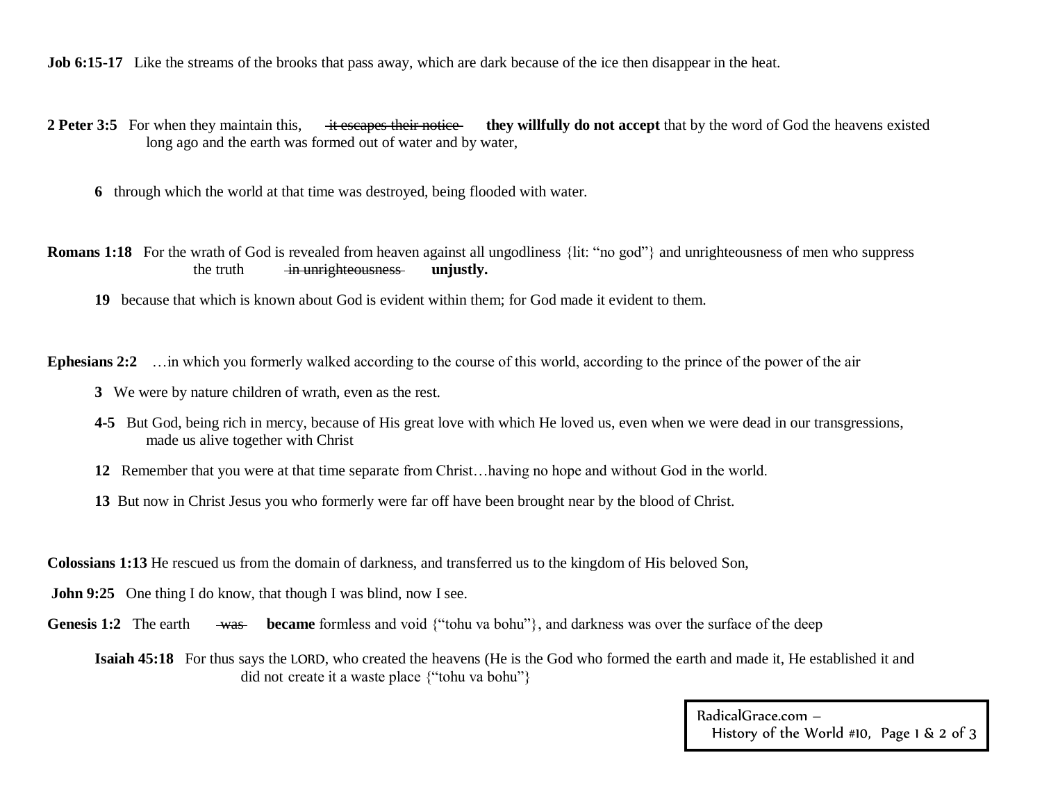**Job 6:15-17** Like the streams of the brooks that pass away, which are dark because of the ice then disappear in the heat.

**2 Peter 3:5** For when they maintain this, ~~it escapes their notice~~ **they willfully do not accept** that by the word of God the heavens existed long ago and the earth was formed out of water and by water,

**6** through which the world at that time was destroyed, being flooded with water.

**Romans 1:18** For the wrath of God is revealed from heaven against all ungodliness {lit: "no god"} and unrighteousness of men who suppress the truth ~~in unrighteousness~~ **unjustly.**

**19** because that which is known about God is evident within them; for God made it evident to them.

**Ephesians 2:2** …in which you formerly walked according to the course of this world, according to the prince of the power of the air

**3** We were by nature children of wrath, even as the rest.

**4-5** But God, being rich in mercy, because of His great love with which He loved us, even when we were dead in our transgressions, made us alive together with Christ

**12** Remember that you were at that time separate from Christ…having no hope and without God in the world.

**13** But now in Christ Jesus you who formerly were far off have been brought near by the blood of Christ.

**Colossians 1:13** He rescued us from the domain of darkness, and transferred us to the kingdom of His beloved Son,

**John 9:25** One thing I do know, that though I was blind, now I see.

**Genesis 1:2** The earth ~~was~~ **became** formless and void {"tohu va bohu"}, and darkness was over the surface of the deep

**Isaiah 45:18** For thus says the LORD, who created the heavens (He is the God who formed the earth and made it, He established it and did not create it a waste place {"tohu va bohu"}

RadicalGrace.com –
History of the World #10, Page 1 & 2 of 3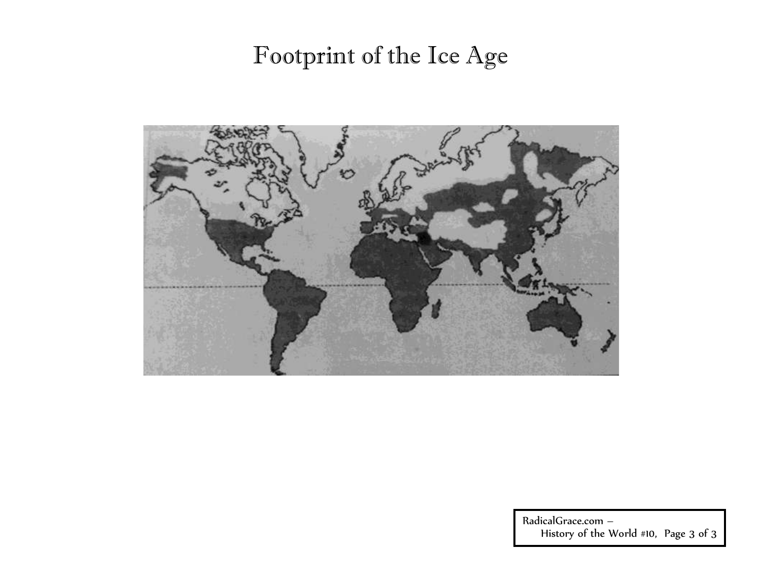# Footprint of the Ice Age